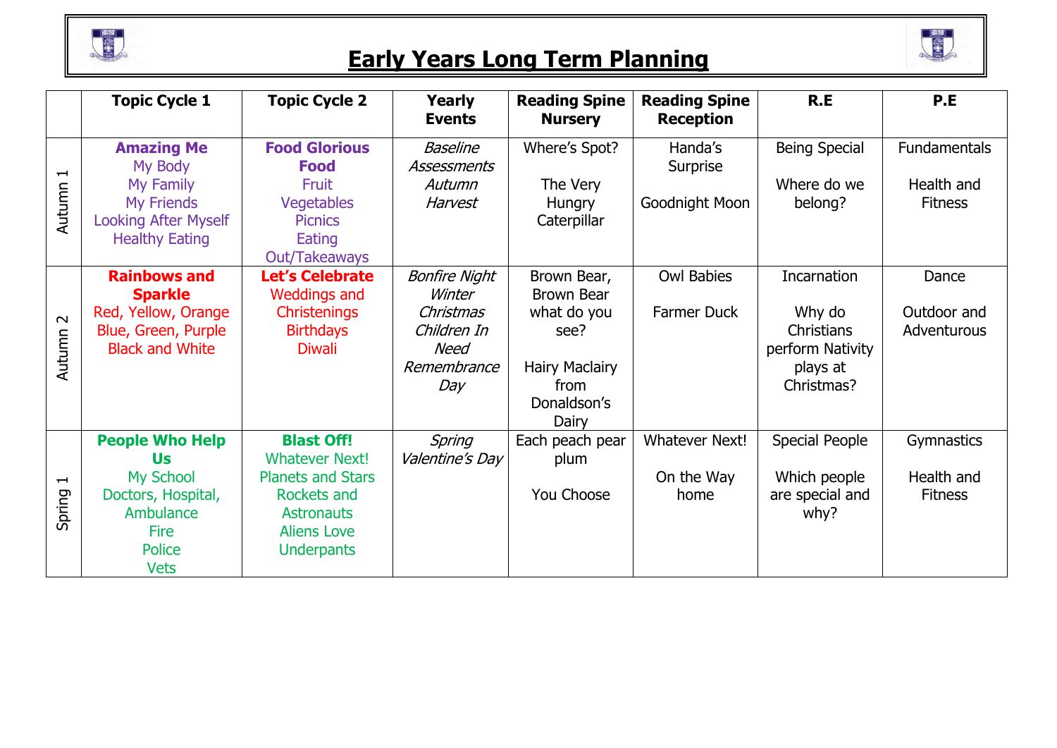# Early Years Long Term Planning

| | Topic Cycle 1 | Topic Cycle 2 | Yearly Events | Reading Spine Nursery | Reading Spine Reception | R.E | P.E |
|---|---|---|---|---|---|---|---|
| Autumn 1 | **Amazing Me**<br>My Body<br>My Family<br>My Friends<br>Looking After Myself<br>Healthy Eating | **Food Glorious Food**<br>Fruit<br>Vegetables<br>Picnics<br>Eating Out/Takeaways | *Baseline Assessments*<br>*Autumn*<br>*Harvest* | Where's Spot?<br><br>The Very Hungry Caterpillar | Handa's Surprise<br><br>Goodnight Moon | Being Special<br><br>Where do we belong? | Fundamentals<br><br>Health and Fitness |
| Autumn 2 | **Rainbows and Sparkle**<br>Red, Yellow, Orange<br>Blue, Green, Purple<br>Black and White | **Let's Celebrate**<br>Weddings and Christenings<br>Birthdays<br>Diwali | *Bonfire Night*<br>*Winter*<br>*Christmas*<br>*Children In Need*<br>*Remembrance Day* | Brown Bear, Brown Bear what do you see?<br><br>Hairy Maclairy from Donaldson's Dairy | Owl Babies<br><br>Farmer Duck | Incarnation<br><br>Why do Christians perform Nativity plays at Christmas? | Dance<br><br>Outdoor and Adventurous |
| Spring 1 | **People Who Help Us**<br>My School<br>Doctors, Hospital, Ambulance<br>Fire<br>Police<br>Vets | **Blast Off!**<br>Whatever Next!<br>Planets and Stars<br>Rockets and Astronauts<br>Aliens Love Underpants | *Spring*<br>*Valentine's Day* | Each peach pear plum<br><br>You Choose | Whatever Next!<br><br>On the Way home | Special People<br><br>Which people are special and why? | Gymnastics<br><br>Health and Fitness |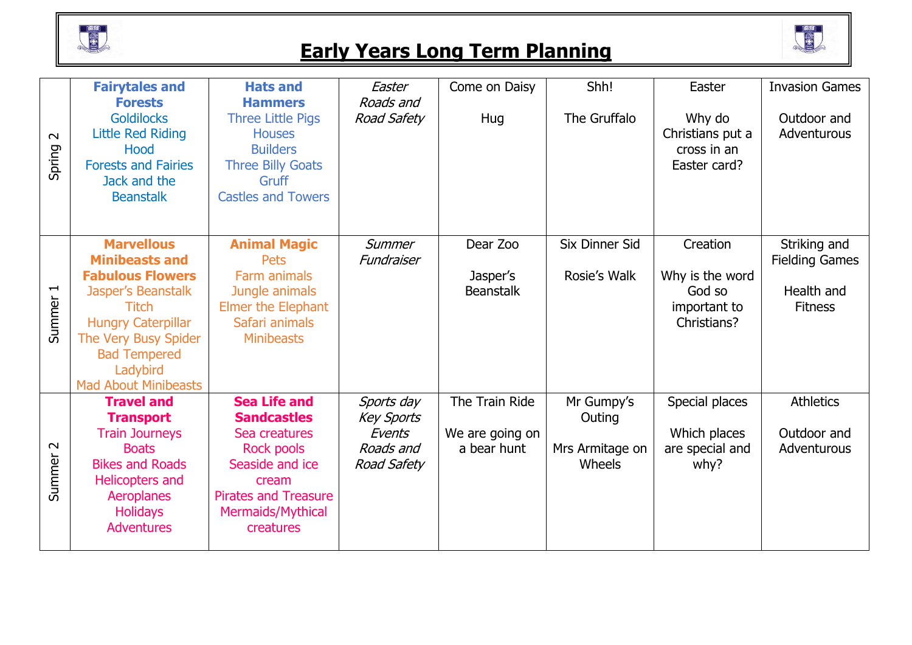# Early Years Long Term Planning

| | | | | | | | |
|---|---|---|---|---|---|---|---|
| Spring 2 | **Fairytales and Forests**<br>Goldilocks<br>Little Red Riding Hood<br>Forests and Fairies<br>Jack and the Beanstalk | **Hats and Hammers**<br>Three Little Pigs<br>Houses<br>Builders<br>Three Billy Goats Gruff<br>Castles and Towers | *Easter*<br>*Roads and Road Safety* | Come on Daisy<br><br>Hug | Shh!<br><br>The Gruffalo | Easter<br><br>Why do Christians put a cross in an Easter card? | Invasion Games<br><br>Outdoor and Adventurous |
| Summer 1 | **Marvellous Minibeasts and Fabulous Flowers**<br>Jasper's Beanstalk<br>Titch<br>Hungry Caterpillar<br>The Very Busy Spider<br>Bad Tempered Ladybird<br>Mad About Minibeasts | **Animal Magic**<br>Pets<br>Farm animals<br>Jungle animals<br>Elmer the Elephant<br>Safari animals<br>Minibeasts | *Summer Fundraiser* | Dear Zoo<br><br>Jasper's Beanstalk | Six Dinner Sid<br><br>Rosie's Walk | Creation<br><br>Why is the word God so important to Christians? | Striking and Fielding Games<br><br>Health and Fitness |
| Summer 2 | **Travel and Transport**<br>Train Journeys<br>Boats<br>Bikes and Roads<br>Helicopters and Aeroplanes<br>Holidays<br>Adventures | **Sea Life and Sandcastles**<br>Sea creatures<br>Rock pools<br>Seaside and ice cream<br>Pirates and Treasure<br>Mermaids/Mythical creatures | *Sports day*<br>*Key Sports Events*<br>*Roads and Road Safety* | The Train Ride<br><br>We are going on a bear hunt | Mr Gumpy's Outing<br><br>Mrs Armitage on Wheels | Special places<br><br>Which places are special and why? | Athletics<br><br>Outdoor and Adventurous |